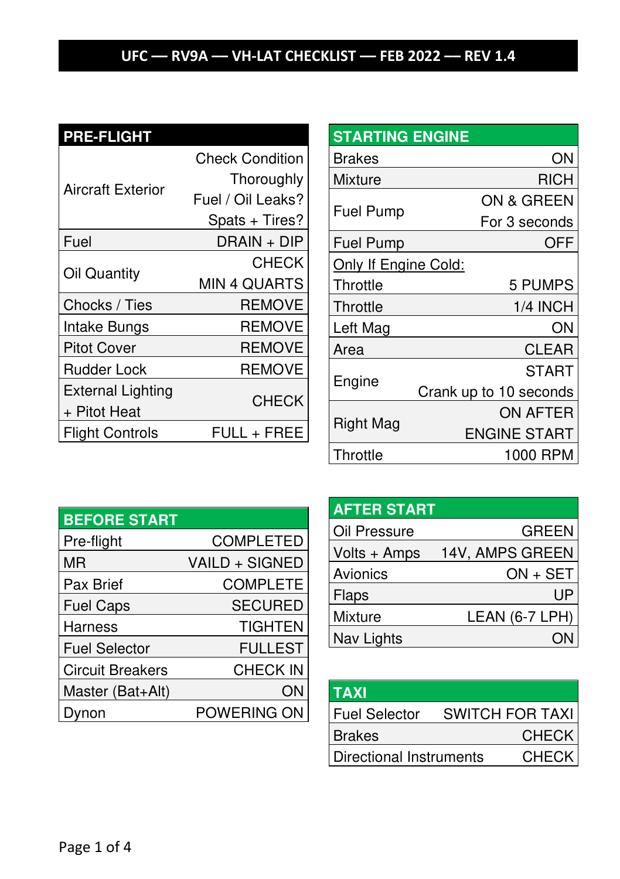# UFC — RV9A — VH-LAT CHECKLIST — FEB 2022 — REV 1.4

## PRE-FLIGHT

| | |
|---|---|
| Aircraft Exterior | Check Condition Thoroughly<br>Fuel / Oil Leaks?<br>Spats + Tires? |
| Fuel | DRAIN + DIP |
| Oil Quantity | CHECK<br>MIN 4 QUARTS |
| Chocks / Ties | REMOVE |
| Intake Bungs | REMOVE |
| Pitot Cover | REMOVE |
| Rudder Lock | REMOVE |
| External Lighting + Pitot Heat | CHECK |
| Flight Controls | FULL + FREE |

## BEFORE START

| | |
|---|---|
| Pre-flight | COMPLETED |
| MR | VAILD + SIGNED |
| Pax Brief | COMPLETE |
| Fuel Caps | SECURED |
| Harness | TIGHTEN |
| Fuel Selector | FULLEST |
| Circuit Breakers | CHECK IN |
| Master (Bat+Alt) | ON |
| Dynon | POWERING ON |

## STARTING ENGINE

| | |
|---|---|
| Brakes | ON |
| Mixture | RICH |
| Fuel Pump | ON & GREEN<br>For 3 seconds |
| Fuel Pump | OFF |
| <u>Only If Engine Cold:</u><br>Throttle | 5 PUMPS |
| Throttle | 1/4 INCH |
| Left Mag | ON |
| Area | CLEAR |
| Engine | START<br>Crank up to 10 seconds |
| Right Mag | ON AFTER ENGINE START |
| Throttle | 1000 RPM |

## AFTER START

| | |
|---|---|
| Oil Pressure | GREEN |
| Volts + Amps | 14V, AMPS GREEN |
| Avionics | ON + SET |
| Flaps | UP |
| Mixture | LEAN (6-7 LPH) |
| Nav Lights | ON |

## TAXI

| | |
|---|---|
| Fuel Selector | SWITCH FOR TAXI |
| Brakes | CHECK |
| Directional Instruments | CHECK |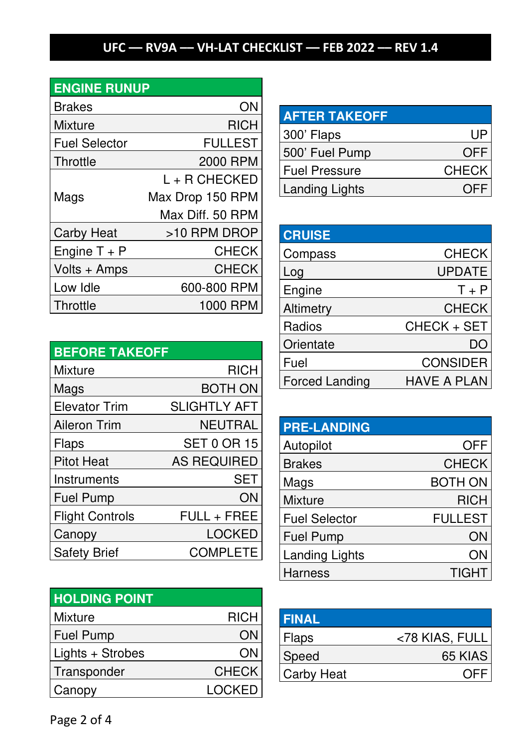# UFC — RV9A — VH-LAT CHECKLIST — FEB 2022 — REV 1.4

## ENGINE RUNUP

| Item | Action |
| --- | --- |
| Brakes | ON |
| Mixture | RICH |
| Fuel Selector | FULLEST |
| Throttle | 2000 RPM |
| Mags | L + R CHECKED<br>Max Drop 150 RPM<br>Max Diff. 50 RPM |
| Carby Heat | >10 RPM DROP |
| Engine T + P | CHECK |
| Volts + Amps | CHECK |
| Low Idle | 600-800 RPM |
| Throttle | 1000 RPM |

## BEFORE TAKEOFF

| Item | Action |
| --- | --- |
| Mixture | RICH |
| Mags | BOTH ON |
| Elevator Trim | SLIGHTLY AFT |
| Aileron Trim | NEUTRAL |
| Flaps | SET 0 OR 15 |
| Pitot Heat | AS REQUIRED |
| Instruments | SET |
| Fuel Pump | ON |
| Flight Controls | FULL + FREE |
| Canopy | LOCKED |
| Safety Brief | COMPLETE |

## HOLDING POINT

| Item | Action |
| --- | --- |
| Mixture | RICH |
| Fuel Pump | ON |
| Lights + Strobes | ON |
| Transponder | CHECK |
| Canopy | LOCKED |

## AFTER TAKEOFF

| Item | Action |
| --- | --- |
| 300’ Flaps | UP |
| 500’ Fuel Pump | OFF |
| Fuel Pressure | CHECK |
| Landing Lights | OFF |

## CRUISE

| Item | Action |
| --- | --- |
| Compass | CHECK |
| Log | UPDATE |
| Engine | T + P |
| Altimetry | CHECK |
| Radios | CHECK + SET |
| Orientate | DO |
| Fuel | CONSIDER |
| Forced Landing | HAVE A PLAN |

## PRE-LANDING

| Item | Action |
| --- | --- |
| Autopilot | OFF |
| Brakes | CHECK |
| Mags | BOTH ON |
| Mixture | RICH |
| Fuel Selector | FULLEST |
| Fuel Pump | ON |
| Landing Lights | ON |
| Harness | TIGHT |

## FINAL

| Item | Action |
| --- | --- |
| Flaps | <78 KIAS, FULL |
| Speed | 65 KIAS |
| Carby Heat | OFF |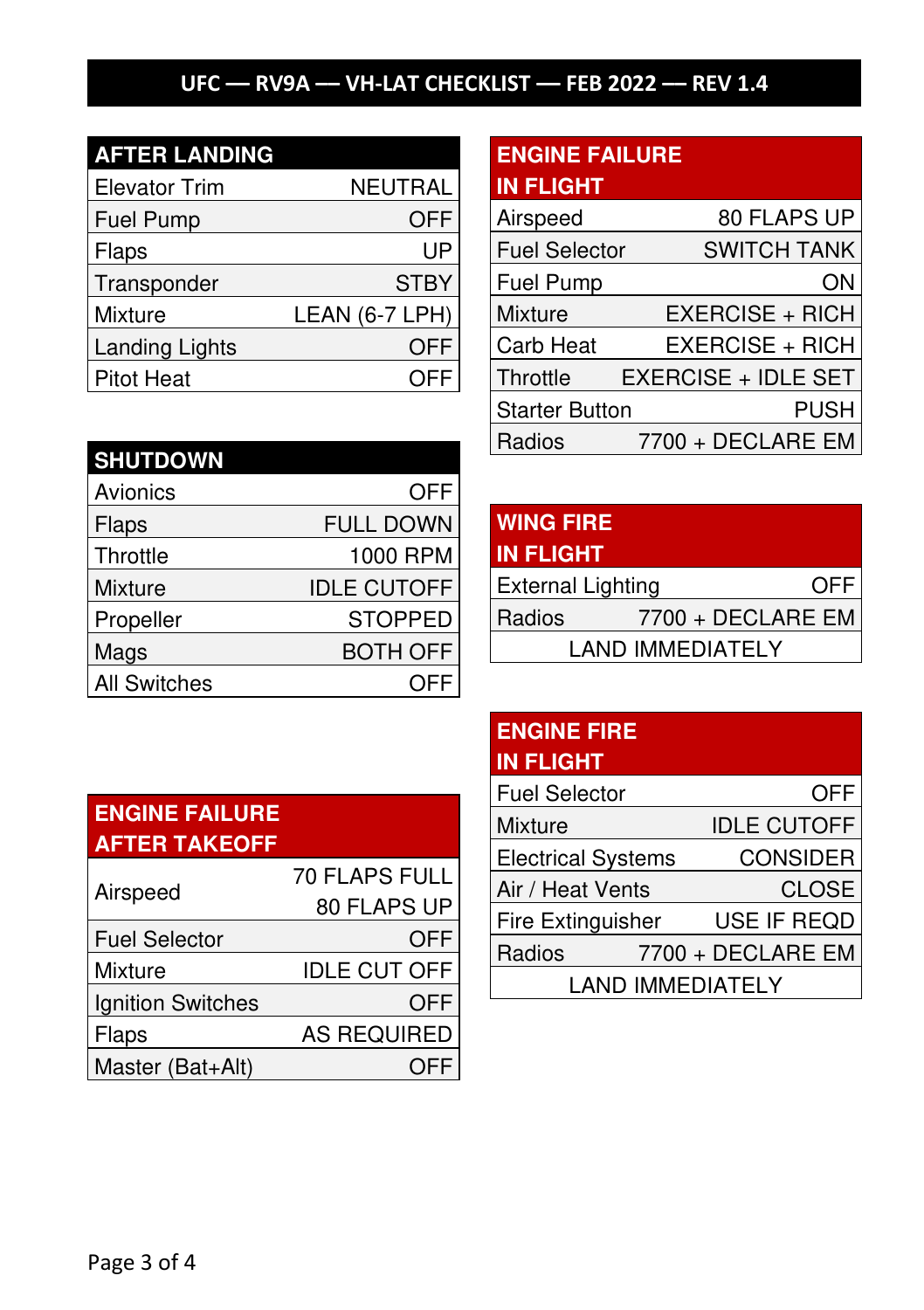# UFC — RV9A — VH-LAT CHECKLIST — FEB 2022 — REV 1.4

## AFTER LANDING

| Item | Action |
|---|---|
| Elevator Trim | NEUTRAL |
| Fuel Pump | OFF |
| Flaps | UP |
| Transponder | STBY |
| Mixture | LEAN (6-7 LPH) |
| Landing Lights | OFF |
| Pitot Heat | OFF |

## SHUTDOWN

| Item | Action |
|---|---|
| Avionics | OFF |
| Flaps | FULL DOWN |
| Throttle | 1000 RPM |
| Mixture | IDLE CUTOFF |
| Propeller | STOPPED |
| Mags | BOTH OFF |
| All Switches | OFF |

## ENGINE FAILURE AFTER TAKEOFF

| Item | Action |
|---|---|
| Airspeed | 70 FLAPS FULL<br>80 FLAPS UP |
| Fuel Selector | OFF |
| Mixture | IDLE CUT OFF |
| Ignition Switches | OFF |
| Flaps | AS REQUIRED |
| Master (Bat+Alt) | OFF |

## ENGINE FAILURE IN FLIGHT

| Item | Action |
|---|---|
| Airspeed | 80 FLAPS UP |
| Fuel Selector | SWITCH TANK |
| Fuel Pump | ON |
| Mixture | EXERCISE + RICH |
| Carb Heat | EXERCISE + RICH |
| Throttle | EXERCISE + IDLE SET |
| Starter Button | PUSH |
| Radios | 7700 + DECLARE EM |

## WING FIRE IN FLIGHT

| Item | Action |
|---|---|
| External Lighting | OFF |
| Radios | 7700 + DECLARE EM |
| LAND IMMEDIATELY | |

## ENGINE FIRE IN FLIGHT

| Item | Action |
|---|---|
| Fuel Selector | OFF |
| Mixture | IDLE CUTOFF |
| Electrical Systems | CONSIDER |
| Air / Heat Vents | CLOSE |
| Fire Extinguisher | USE IF REQD |
| Radios | 7700 + DECLARE EM |
| LAND IMMEDIATELY | |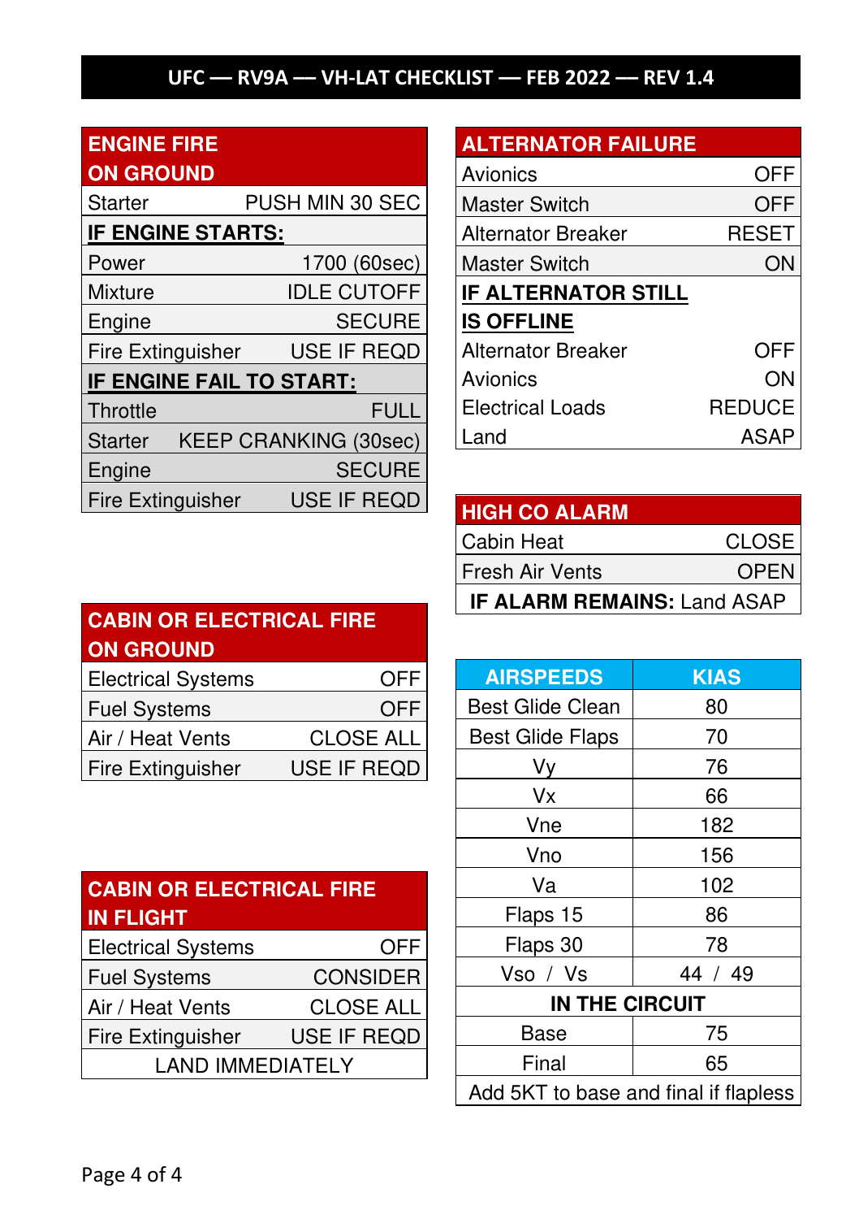# UFC — RV9A — VH-LAT CHECKLIST — FEB 2022 — REV 1.4

## ENGINE FIRE ON GROUND

| | |
|---|---|
| Starter | PUSH MIN 30 SEC |
| **IF ENGINE STARTS:** | |
| Power | 1700 (60sec) |
| Mixture | IDLE CUTOFF |
| Engine | SECURE |
| Fire Extinguisher | USE IF REQD |
| **IF ENGINE FAIL TO START:** | |
| Throttle | FULL |
| Starter | KEEP CRANKING (30sec) |
| Engine | SECURE |
| Fire Extinguisher | USE IF REQD |

## CABIN OR ELECTRICAL FIRE ON GROUND

| | |
|---|---|
| Electrical Systems | OFF |
| Fuel Systems | OFF |
| Air / Heat Vents | CLOSE ALL |
| Fire Extinguisher | USE IF REQD |

## CABIN OR ELECTRICAL FIRE IN FLIGHT

| | |
|---|---|
| Electrical Systems | OFF |
| Fuel Systems | CONSIDER |
| Air / Heat Vents | CLOSE ALL |
| Fire Extinguisher | USE IF REQD |
| LAND IMMEDIATELY | |

## ALTERNATOR FAILURE

| | |
|---|---|
| Avionics | OFF |
| Master Switch | OFF |
| Alternator Breaker | RESET |
| Master Switch | ON |
| **IF ALTERNATOR STILL IS OFFLINE** | |
| Alternator Breaker | OFF |
| Avionics | ON |
| Electrical Loads | REDUCE |
| Land | ASAP |

## HIGH CO ALARM

| | |
|---|---|
| Cabin Heat | CLOSE |
| Fresh Air Vents | OPEN |
| **IF ALARM REMAINS:** Land ASAP | |

| AIRSPEEDS | KIAS |
|---|---|
| Best Glide Clean | 80 |
| Best Glide Flaps | 70 |
| Vy | 76 |
| Vx | 66 |
| Vne | 182 |
| Vno | 156 |
| Va | 102 |
| Flaps 15 | 86 |
| Flaps 30 | 78 |
| Vso / Vs | 44 / 49 |
| **IN THE CIRCUIT** | |
| Base | 75 |
| Final | 65 |
| Add 5KT to base and final if flapless | |